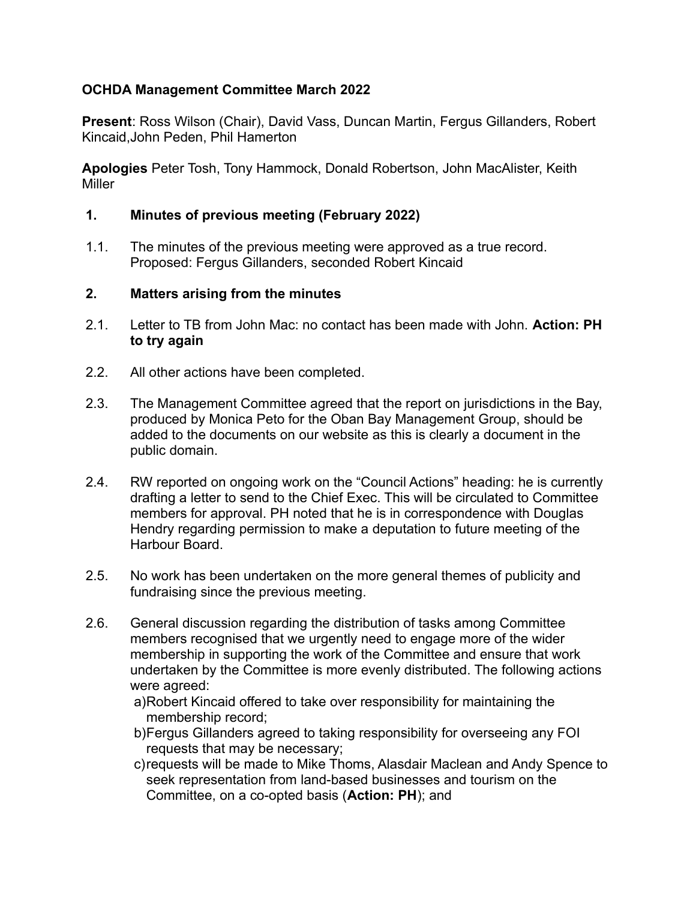**OCHDA Management Committee March 2022**

**Present**: Ross Wilson (Chair), David Vass, Duncan Martin, Fergus Gillanders, Robert Kincaid,John Peden, Phil Hamerton

**Apologies** Peter Tosh, Tony Hammock, Donald Robertson, John MacAlister, Keith Miller

**1. Minutes of previous meeting (February 2022)**

1.1. The minutes of the previous meeting were approved as a true record. Proposed: Fergus Gillanders, seconded Robert Kincaid

**2. Matters arising from the minutes**

2.1. Letter to TB from John Mac: no contact has been made with John. **Action: PH to try again**

2.2. All other actions have been completed.

2.3. The Management Committee agreed that the report on jurisdictions in the Bay, produced by Monica Peto for the Oban Bay Management Group, should be added to the documents on our website as this is clearly a document in the public domain.

2.4. RW reported on ongoing work on the "Council Actions" heading: he is currently drafting a letter to send to the Chief Exec. This will be circulated to Committee members for approval. PH noted that he is in correspondence with Douglas Hendry regarding permission to make a deputation to future meeting of the Harbour Board.

2.5. No work has been undertaken on the more general themes of publicity and fundraising since the previous meeting.

2.6. General discussion regarding the distribution of tasks among Committee members recognised that we urgently need to engage more of the wider membership in supporting the work of the Committee and ensure that work undertaken by the Committee is more evenly distributed. The following actions were agreed:

a) Robert Kincaid offered to take over responsibility for maintaining the membership record;

b) Fergus Gillanders agreed to taking responsibility for overseeing any FOI requests that may be necessary;

c) requests will be made to Mike Thoms, Alasdair Maclean and Andy Spence to seek representation from land-based businesses and tourism on the Committee, on a co-opted basis (**Action: PH**); and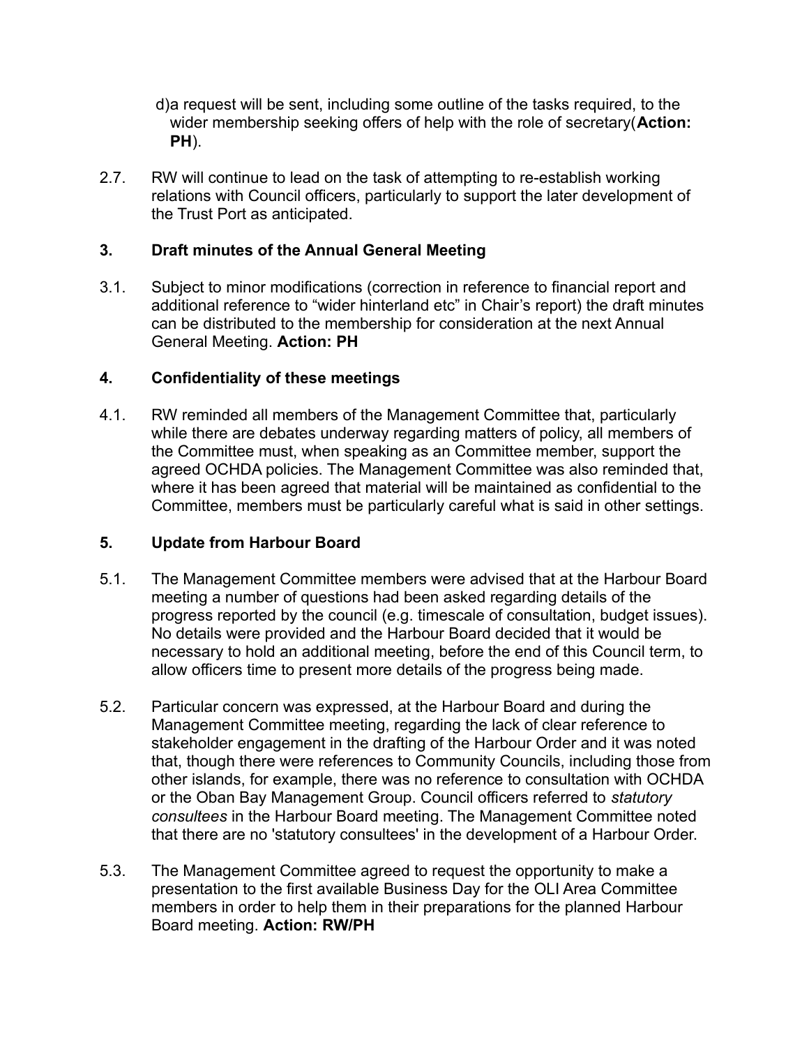d)a request will be sent, including some outline of the tasks required, to the wider membership seeking offers of help with the role of secretary(**Action: PH**).

2.7. RW will continue to lead on the task of attempting to re-establish working relations with Council officers, particularly to support the later development of the Trust Port as anticipated.

## 3. Draft minutes of the Annual General Meeting

3.1. Subject to minor modifications (correction in reference to financial report and additional reference to "wider hinterland etc" in Chair's report) the draft minutes can be distributed to the membership for consideration at the next Annual General Meeting. **Action: PH**

## 4. Confidentiality of these meetings

4.1. RW reminded all members of the Management Committee that, particularly while there are debates underway regarding matters of policy, all members of the Committee must, when speaking as an Committee member, support the agreed OCHDA policies. The Management Committee was also reminded that, where it has been agreed that material will be maintained as confidential to the Committee, members must be particularly careful what is said in other settings.

## 5. Update from Harbour Board

5.1. The Management Committee members were advised that at the Harbour Board meeting a number of questions had been asked regarding details of the progress reported by the council (e.g. timescale of consultation, budget issues). No details were provided and the Harbour Board decided that it would be necessary to hold an additional meeting, before the end of this Council term, to allow officers time to present more details of the progress being made.

5.2. Particular concern was expressed, at the Harbour Board and during the Management Committee meeting, regarding the lack of clear reference to stakeholder engagement in the drafting of the Harbour Order and it was noted that, though there were references to Community Councils, including those from other islands, for example, there was no reference to consultation with OCHDA or the Oban Bay Management Group. Council officers referred to *statutory consultees* in the Harbour Board meeting. The Management Committee noted that there are no 'statutory consultees' in the development of a Harbour Order.

5.3. The Management Committee agreed to request the opportunity to make a presentation to the first available Business Day for the OLI Area Committee members in order to help them in their preparations for the planned Harbour Board meeting. **Action: RW/PH**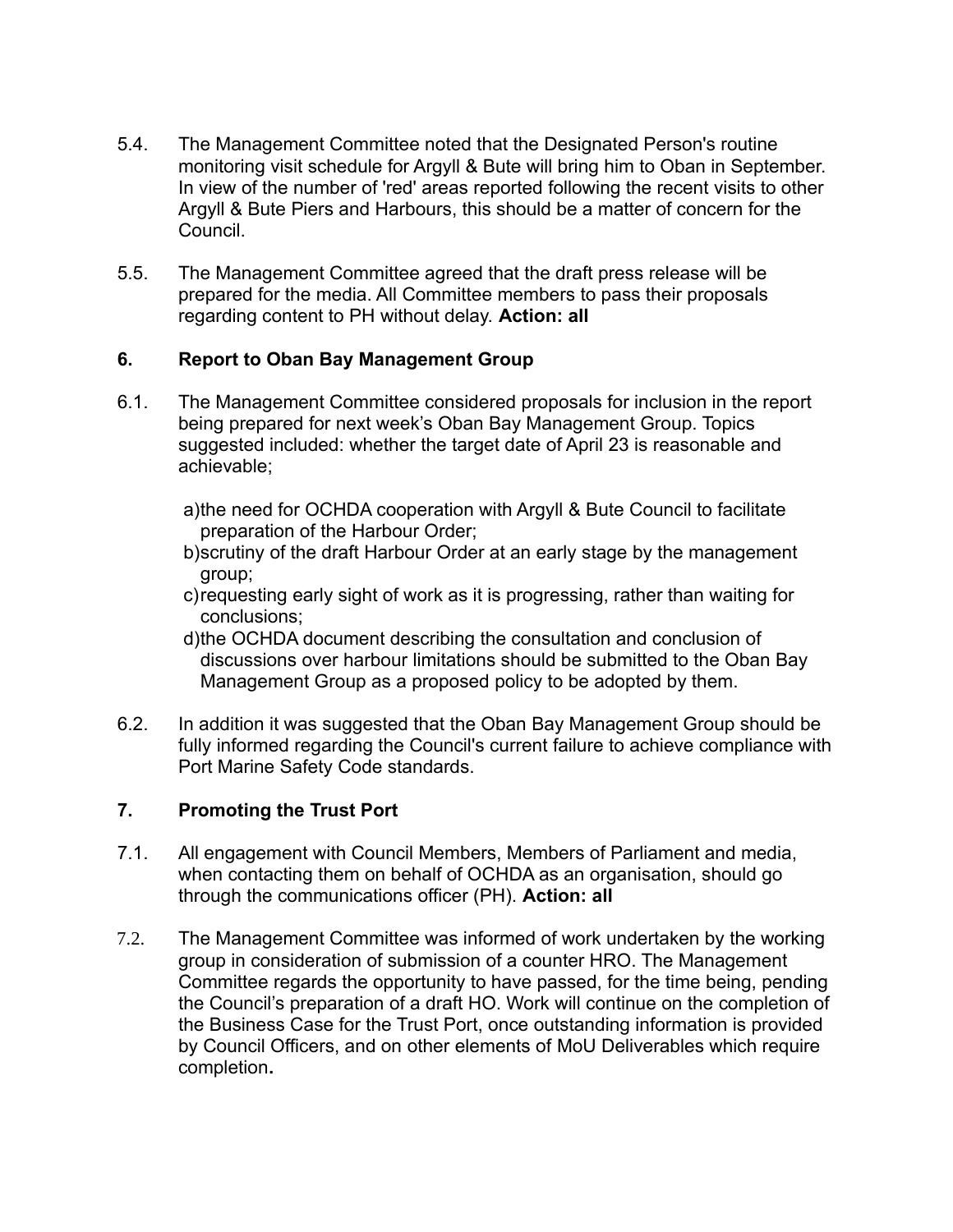5.4. The Management Committee noted that the Designated Person's routine monitoring visit schedule for Argyll & Bute will bring him to Oban in September. In view of the number of 'red' areas reported following the recent visits to other Argyll & Bute Piers and Harbours, this should be a matter of concern for the Council.

5.5. The Management Committee agreed that the draft press release will be prepared for the media. All Committee members to pass their proposals regarding content to PH without delay. **Action: all**

## 6. Report to Oban Bay Management Group

6.1. The Management Committee considered proposals for inclusion in the report being prepared for next week's Oban Bay Management Group. Topics suggested included: whether the target date of April 23 is reasonable and achievable;

a) the need for OCHDA cooperation with Argyll & Bute Council to facilitate preparation of the Harbour Order;
b) scrutiny of the draft Harbour Order at an early stage by the management group;
c) requesting early sight of work as it is progressing, rather than waiting for conclusions;
d) the OCHDA document describing the consultation and conclusion of discussions over harbour limitations should be submitted to the Oban Bay Management Group as a proposed policy to be adopted by them.

6.2. In addition it was suggested that the Oban Bay Management Group should be fully informed regarding the Council's current failure to achieve compliance with Port Marine Safety Code standards.

## 7. Promoting the Trust Port

7.1. All engagement with Council Members, Members of Parliament and media, when contacting them on behalf of OCHDA as an organisation, should go through the communications officer (PH). **Action: all**

7.2. The Management Committee was informed of work undertaken by the working group in consideration of submission of a counter HRO. The Management Committee regards the opportunity to have passed, for the time being, pending the Council's preparation of a draft HO. Work will continue on the completion of the Business Case for the Trust Port, once outstanding information is provided by Council Officers, and on other elements of MoU Deliverables which require completion.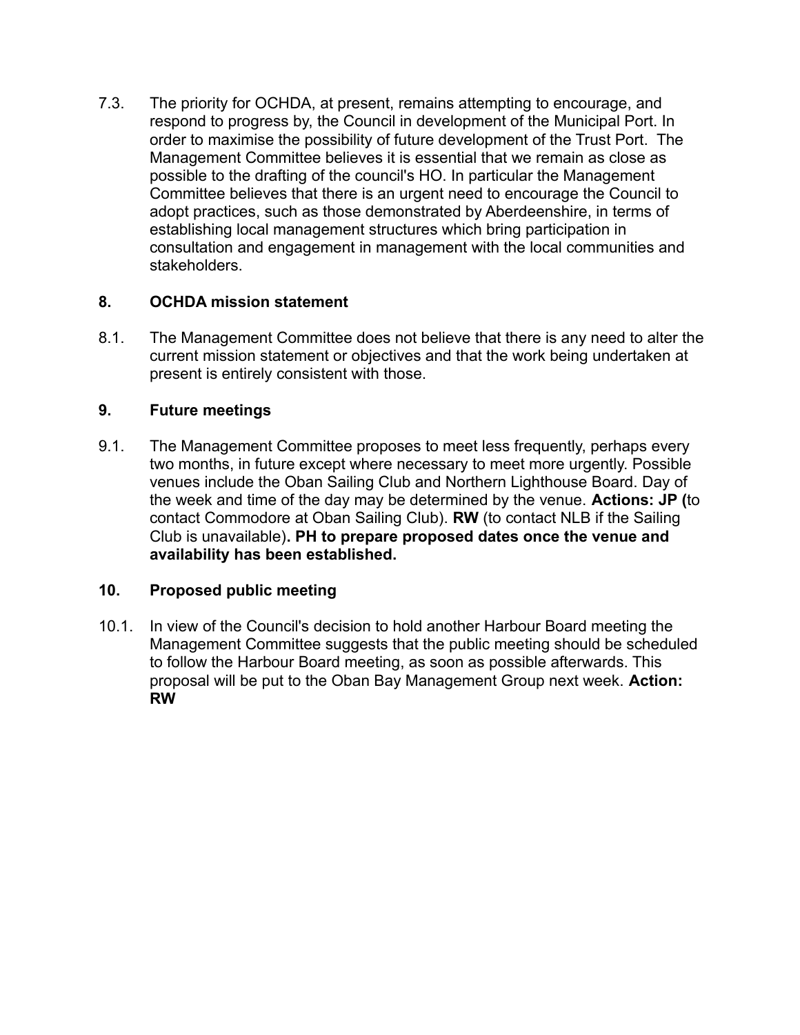7.3. The priority for OCHDA, at present, remains attempting to encourage, and respond to progress by, the Council in development of the Municipal Port. In order to maximise the possibility of future development of the Trust Port. The Management Committee believes it is essential that we remain as close as possible to the drafting of the council's HO. In particular the Management Committee believes that there is an urgent need to encourage the Council to adopt practices, such as those demonstrated by Aberdeenshire, in terms of establishing local management structures which bring participation in consultation and engagement in management with the local communities and stakeholders.

## 8. OCHDA mission statement

8.1. The Management Committee does not believe that there is any need to alter the current mission statement or objectives and that the work being undertaken at present is entirely consistent with those.

## 9. Future meetings

9.1. The Management Committee proposes to meet less frequently, perhaps every two months, in future except where necessary to meet more urgently. Possible venues include the Oban Sailing Club and Northern Lighthouse Board. Day of the week and time of the day may be determined by the venue. **Actions: JP (**to contact Commodore at Oban Sailing Club). **RW** (to contact NLB if the Sailing Club is unavailable)**. PH to prepare proposed dates once the venue and availability has been established.**

## 10. Proposed public meeting

10.1. In view of the Council's decision to hold another Harbour Board meeting the Management Committee suggests that the public meeting should be scheduled to follow the Harbour Board meeting, as soon as possible afterwards. This proposal will be put to the Oban Bay Management Group next week. **Action: RW**